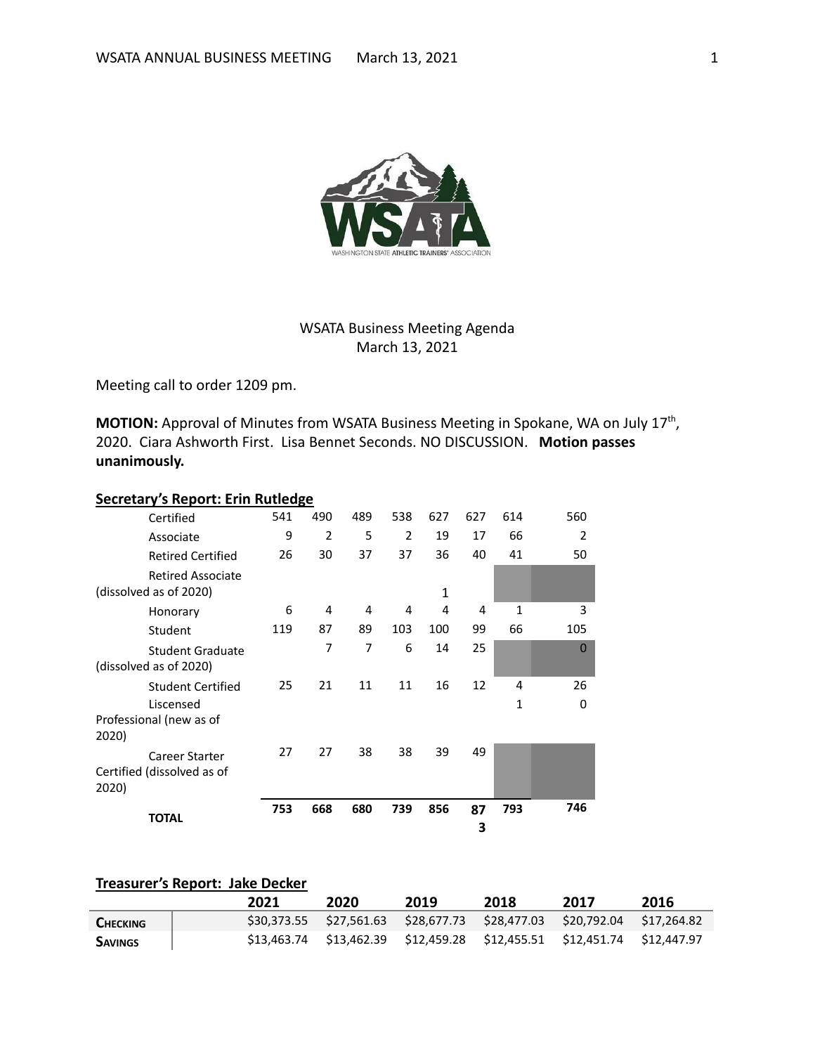WSATA Business Meeting Agenda
March 13, 2021

Meeting call to order 1209 pm.

**MOTION:** Approval of Minutes from WSATA Business Meeting in Spokane, WA on July 17th, 2020. Ciara Ashworth First. Lisa Bennet Seconds. NO DISCUSSION. **Motion passes unanimously.**

## Secretary's Report: Erin Rutledge

| | | | | | | | | |
|---|---|---|---|---|---|---|---|---|
| Certified | 541 | 490 | 489 | 538 | 627 | 627 | 614 | 560 |
| Associate | 9 | 2 | 5 | 2 | 19 | 17 | 66 | 2 |
| Retired Certified | 26 | 30 | 37 | 37 | 36 | 40 | 41 | 50 |
| Retired Associate (dissolved as of 2020) | | | | | 1 | | | |
| Honorary | 6 | 4 | 4 | 4 | 4 | 4 | 1 | 3 |
| Student | 119 | 87 | 89 | 103 | 100 | 99 | 66 | 105 |
| Student Graduate (dissolved as of 2020) | | 7 | 7 | 6 | 14 | 25 | | 0 |
| Student Certified | 25 | 21 | 11 | 11 | 16 | 12 | 4 | 26 |
| Liscensed Professional (new as of 2020) | | | | | | | 1 | 0 |
| Career Starter Certified (dissolved as of 2020) | 27 | 27 | 38 | 38 | 39 | 49 | | |
| **TOTAL** | **753** | **668** | **680** | **739** | **856** | **873** | **793** | **746** |

## Treasurer's Report: Jake Decker

| | 2021 | 2020 | 2019 | 2018 | 2017 | 2016 |
|---|---|---|---|---|---|---|
| **Checking** | $30,373.55 | $27,561.63 | $28,677.73 | $28,477.03 | $20,792.04 | $17,264.82 |
| **Savings** | $13,463.74 | $13,462.39 | $12,459.28 | $12,455.51 | $12,451.74 | $12,447.97 |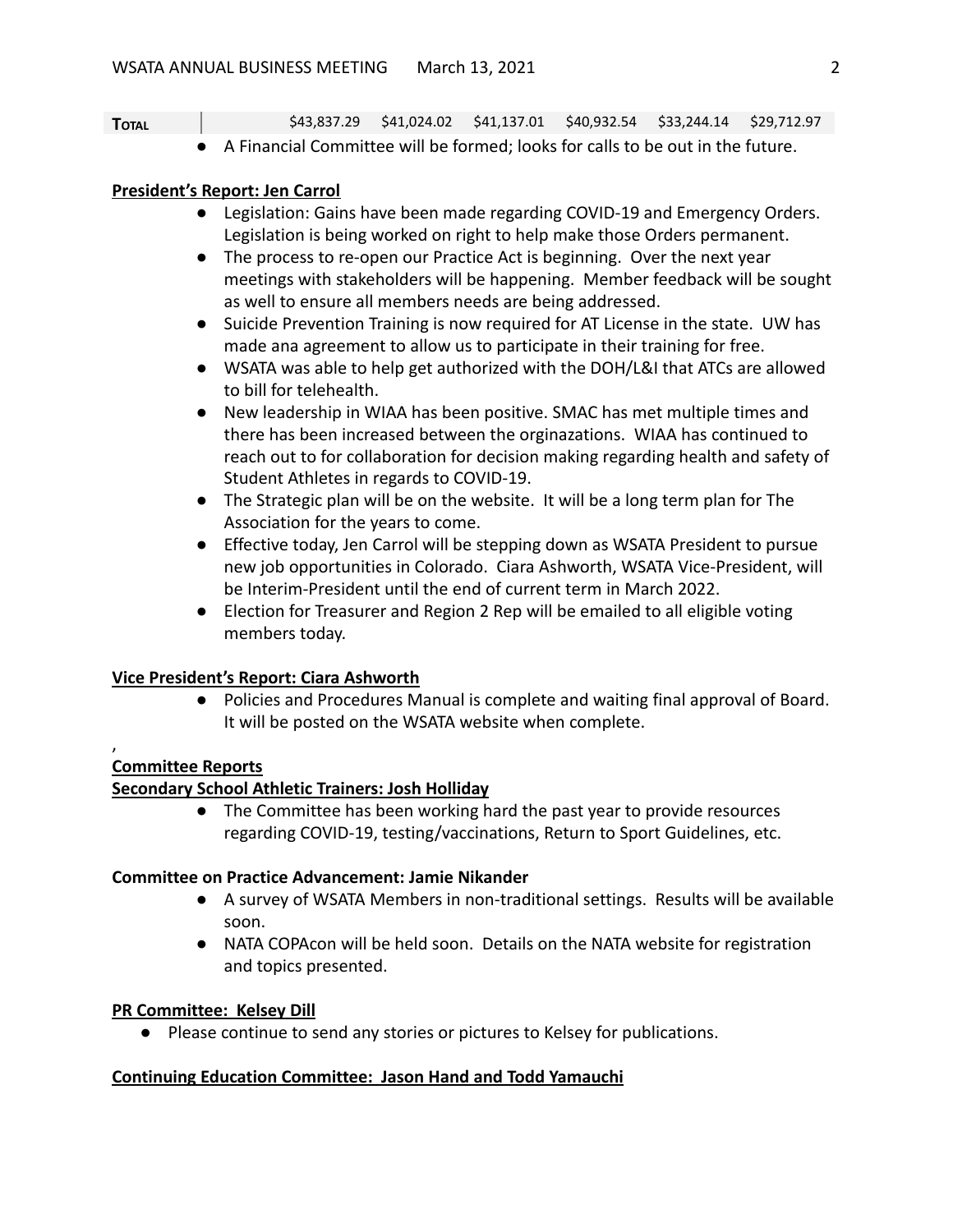| | | | | | | |
|---|---|---|---|---|---|---|
| **TOTAL** | $43,837.29 | $41,024.02 | $41,137.01 | $40,932.54 | $33,244.14 | $29,712.97 |

- A Financial Committee will be formed; looks for calls to be out in the future.

**President's Report: Jen Carrol**

- Legislation: Gains have been made regarding COVID-19 and Emergency Orders. Legislation is being worked on right to help make those Orders permanent.
- The process to re-open our Practice Act is beginning. Over the next year meetings with stakeholders will be happening. Member feedback will be sought as well to ensure all members needs are being addressed.
- Suicide Prevention Training is now required for AT License in the state. UW has made ana agreement to allow us to participate in their training for free.
- WSATA was able to help get authorized with the DOH/L&I that ATCs are allowed to bill for telehealth.
- New leadership in WIAA has been positive. SMAC has met multiple times and there has been increased between the orginazations. WIAA has continued to reach out to for collaboration for decision making regarding health and safety of Student Athletes in regards to COVID-19.
- The Strategic plan will be on the website. It will be a long term plan for The Association for the years to come.
- Effective today, Jen Carrol will be stepping down as WSATA President to pursue new job opportunities in Colorado. Ciara Ashworth, WSATA Vice-President, will be Interim-President until the end of current term in March 2022.
- Election for Treasurer and Region 2 Rep will be emailed to all eligible voting members today.

**Vice President's Report: Ciara Ashworth**

- Policies and Procedures Manual is complete and waiting final approval of Board. It will be posted on the WSATA website when complete.

,

**Committee Reports**

**Secondary School Athletic Trainers: Josh Holliday**

- The Committee has been working hard the past year to provide resources regarding COVID-19, testing/vaccinations, Return to Sport Guidelines, etc.

**Committee on Practice Advancement: Jamie Nikander**

- A survey of WSATA Members in non-traditional settings. Results will be available soon.
- NATA COPAcon will be held soon. Details on the NATA website for registration and topics presented.

**PR Committee: Kelsey Dill**

- Please continue to send any stories or pictures to Kelsey for publications.

**Continuing Education Committee: Jason Hand and Todd Yamauchi**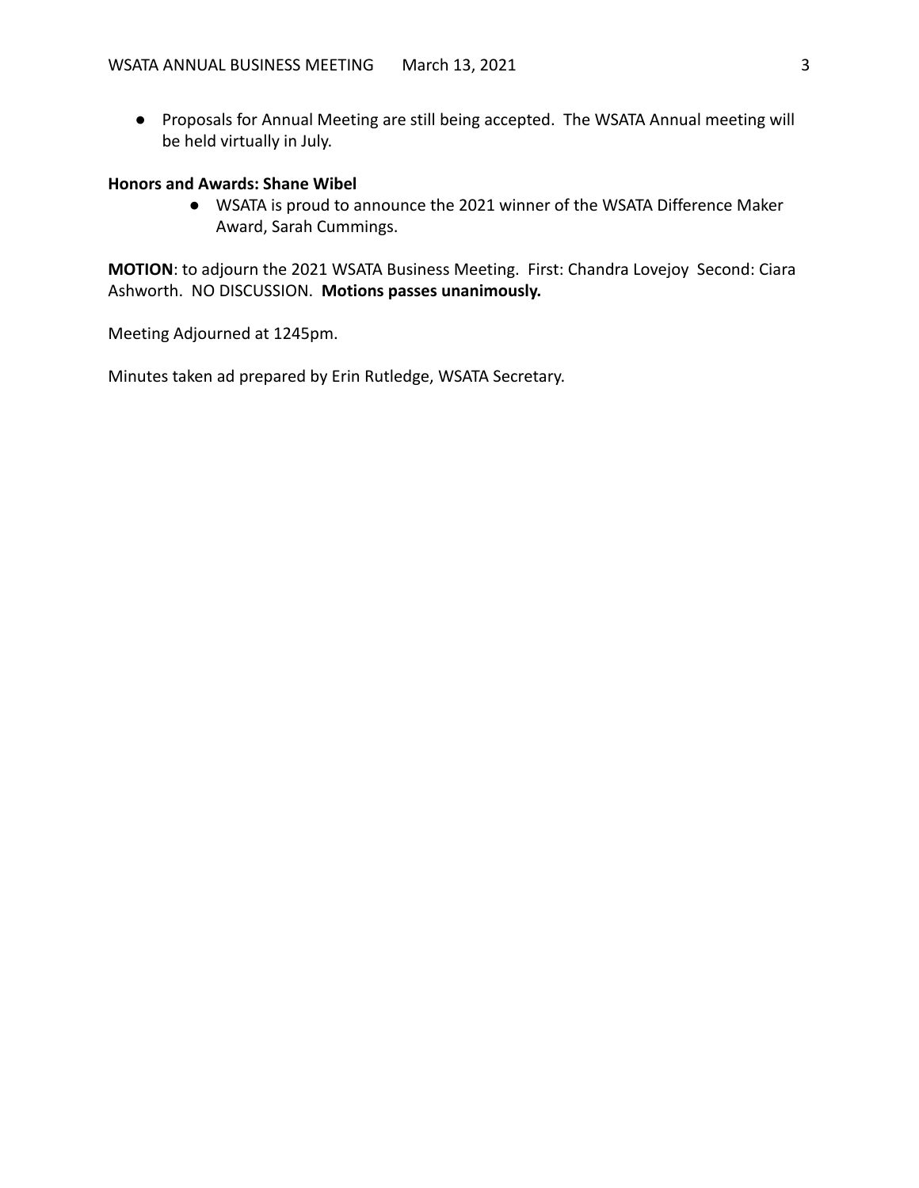- Proposals for Annual Meeting are still being accepted. The WSATA Annual meeting will be held virtually in July.

**Honors and Awards: Shane Wibel**

- WSATA is proud to announce the 2021 winner of the WSATA Difference Maker Award, Sarah Cummings.

**MOTION**: to adjourn the 2021 WSATA Business Meeting. First: Chandra Lovejoy Second: Ciara Ashworth. NO DISCUSSION. **Motions passes unanimously.**

Meeting Adjourned at 1245pm.

Minutes taken ad prepared by Erin Rutledge, WSATA Secretary.